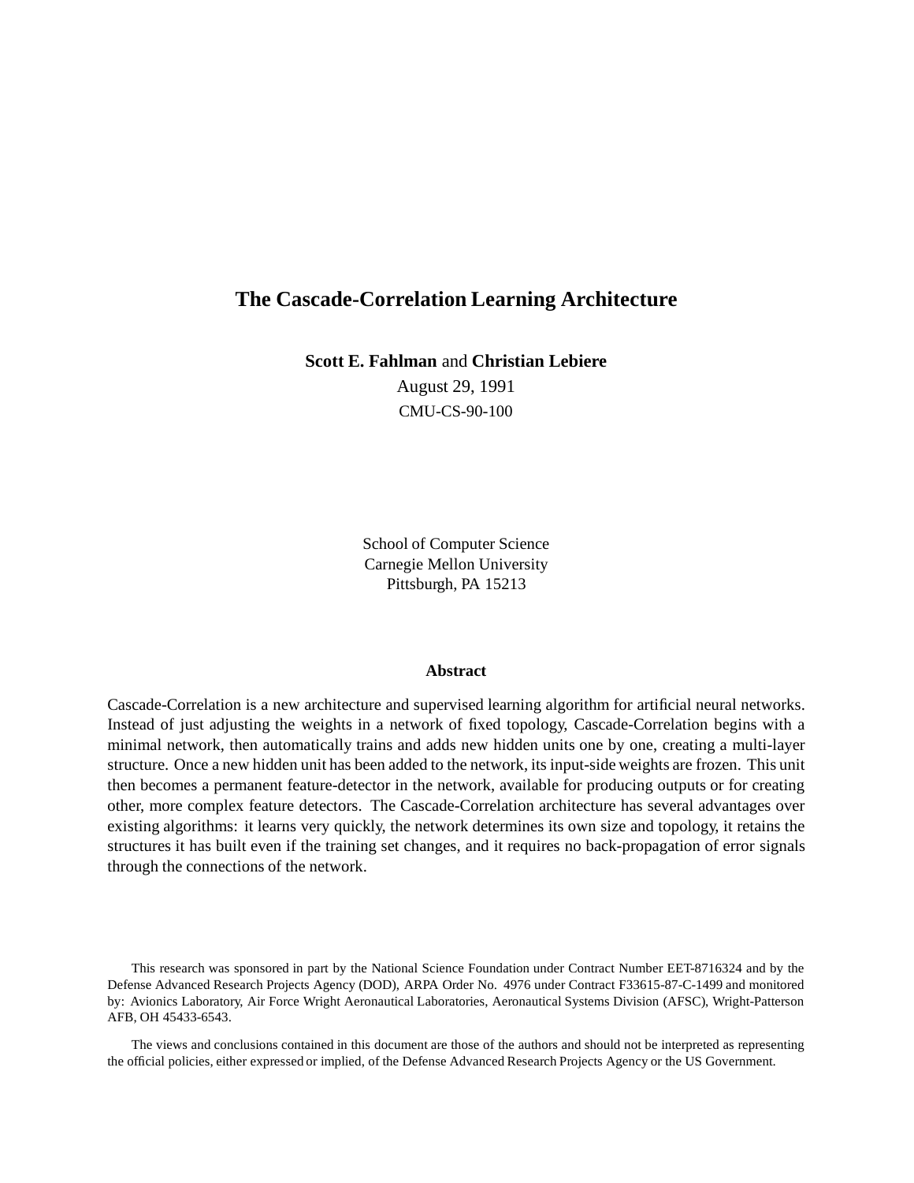# The Cascade-Correlation Learning Architecture

**Scott E. Fahlman** and **Christian Lebiere**

August 29, 1991

CMU-CS-90-100

School of Computer Science
Carnegie Mellon University
Pittsburgh, PA 15213

### Abstract

Cascade-Correlation is a new architecture and supervised learning algorithm for artificial neural networks. Instead of just adjusting the weights in a network of fixed topology, Cascade-Correlation begins with a minimal network, then automatically trains and adds new hidden units one by one, creating a multi-layer structure. Once a new hidden unit has been added to the network, its input-side weights are frozen. This unit then becomes a permanent feature-detector in the network, available for producing outputs or for creating other, more complex feature detectors. The Cascade-Correlation architecture has several advantages over existing algorithms: it learns very quickly, the network determines its own size and topology, it retains the structures it has built even if the training set changes, and it requires no back-propagation of error signals through the connections of the network.

This research was sponsored in part by the National Science Foundation under Contract Number EET-8716324 and by the Defense Advanced Research Projects Agency (DOD), ARPA Order No. 4976 under Contract F33615-87-C-1499 and monitored by: Avionics Laboratory, Air Force Wright Aeronautical Laboratories, Aeronautical Systems Division (AFSC), Wright-Patterson AFB, OH 45433-6543.

The views and conclusions contained in this document are those of the authors and should not be interpreted as representing the official policies, either expressed or implied, of the Defense Advanced Research Projects Agency or the US Government.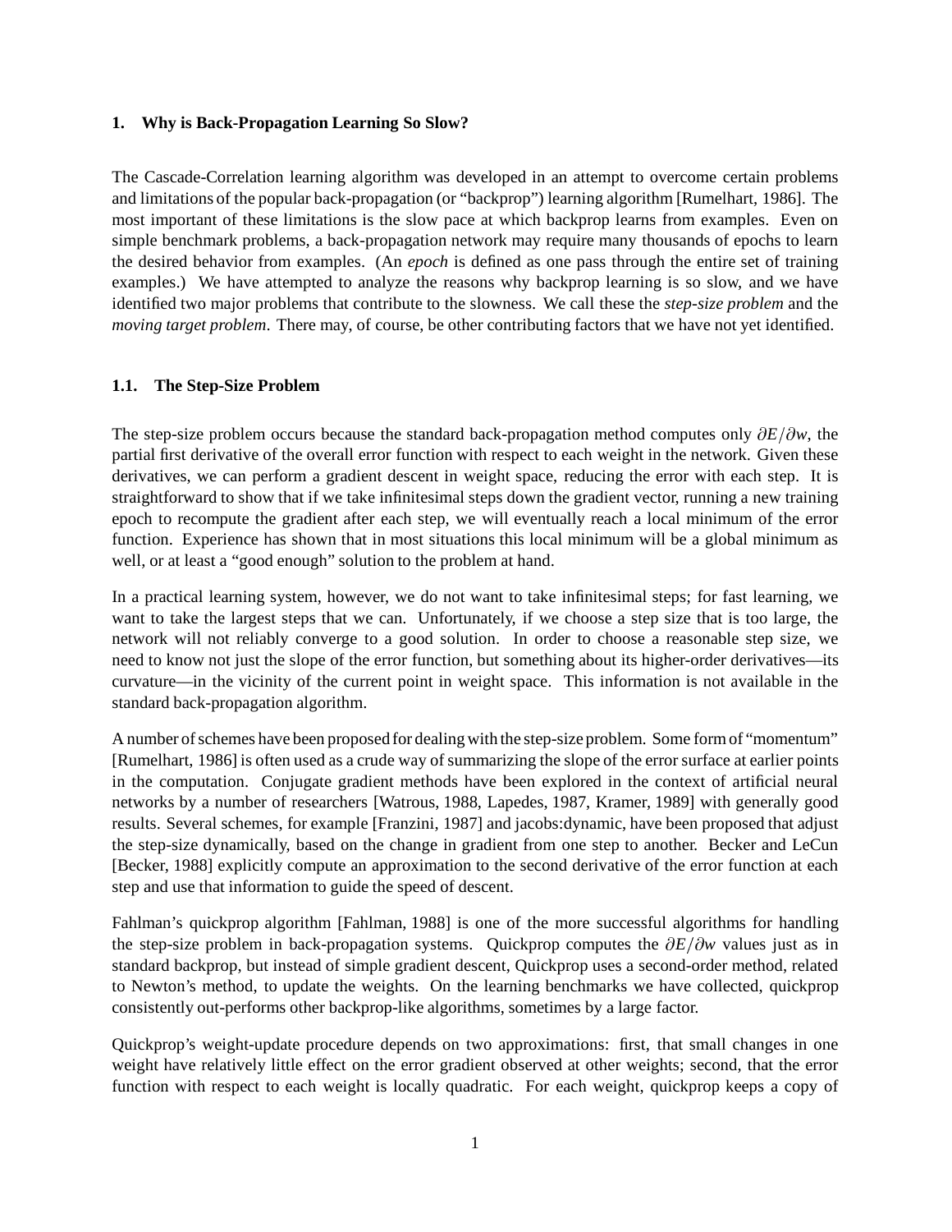## 1. Why is Back-Propagation Learning So Slow?

The Cascade-Correlation learning algorithm was developed in an attempt to overcome certain problems and limitations of the popular back-propagation (or "backprop") learning algorithm [Rumelhart, 1986]. The most important of these limitations is the slow pace at which backprop learns from examples. Even on simple benchmark problems, a back-propagation network may require many thousands of epochs to learn the desired behavior from examples. (An *epoch* is defined as one pass through the entire set of training examples.) We have attempted to analyze the reasons why backprop learning is so slow, and we have identified two major problems that contribute to the slowness. We call these the *step-size problem* and the *moving target problem*. There may, of course, be other contributing factors that we have not yet identified.

### 1.1. The Step-Size Problem

The step-size problem occurs because the standard back-propagation method computes only $\partial E/\partial w$, the partial first derivative of the overall error function with respect to each weight in the network. Given these derivatives, we can perform a gradient descent in weight space, reducing the error with each step. It is straightforward to show that if we take infinitesimal steps down the gradient vector, running a new training epoch to recompute the gradient after each step, we will eventually reach a local minimum of the error function. Experience has shown that in most situations this local minimum will be a global minimum as well, or at least a "good enough" solution to the problem at hand.

In a practical learning system, however, we do not want to take infinitesimal steps; for fast learning, we want to take the largest steps that we can. Unfortunately, if we choose a step size that is too large, the network will not reliably converge to a good solution. In order to choose a reasonable step size, we need to know not just the slope of the error function, but something about its higher-order derivatives—its curvature—in the vicinity of the current point in weight space. This information is not available in the standard back-propagation algorithm.

A number of schemes have been proposed for dealing with the step-size problem. Some form of "momentum" [Rumelhart, 1986] is often used as a crude way of summarizing the slope of the error surface at earlier points in the computation. Conjugate gradient methods have been explored in the context of artificial neural networks by a number of researchers [Watrous, 1988, Lapedes, 1987, Kramer, 1989] with generally good results. Several schemes, for example [Franzini, 1987] and jacobs:dynamic, have been proposed that adjust the step-size dynamically, based on the change in gradient from one step to another. Becker and LeCun [Becker, 1988] explicitly compute an approximation to the second derivative of the error function at each step and use that information to guide the speed of descent.

Fahlman's quickprop algorithm [Fahlman, 1988] is one of the more successful algorithms for handling the step-size problem in back-propagation systems. Quickprop computes the $\partial E/\partial w$ values just as in standard backprop, but instead of simple gradient descent, Quickprop uses a second-order method, related to Newton's method, to update the weights. On the learning benchmarks we have collected, quickprop consistently out-performs other backprop-like algorithms, sometimes by a large factor.

Quickprop's weight-update procedure depends on two approximations: first, that small changes in one weight have relatively little effect on the error gradient observed at other weights; second, that the error function with respect to each weight is locally quadratic. For each weight, quickprop keeps a copy of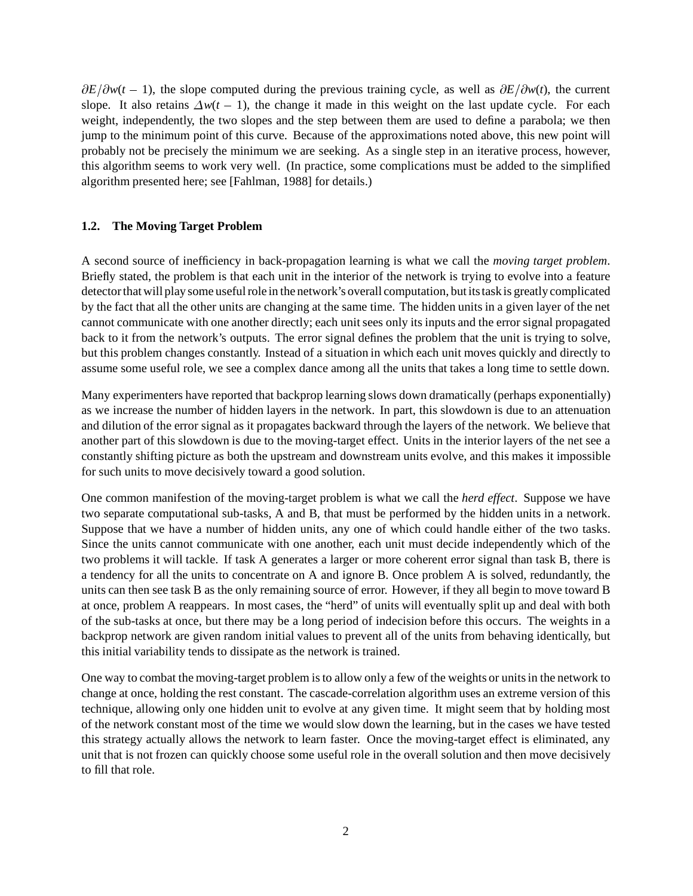$\partial E/\partial w(t-1)$, the slope computed during the previous training cycle, as well as $\partial E/\partial w(t)$, the current slope. It also retains $\Delta w(t-1)$, the change it made in this weight on the last update cycle. For each weight, independently, the two slopes and the step between them are used to define a parabola; we then jump to the minimum point of this curve. Because of the approximations noted above, this new point will probably not be precisely the minimum we are seeking. As a single step in an iterative process, however, this algorithm seems to work very well. (In practice, some complications must be added to the simplified algorithm presented here; see [Fahlman, 1988] for details.)

### 1.2. The Moving Target Problem

A second source of inefficiency in back-propagation learning is what we call the *moving target problem*. Briefly stated, the problem is that each unit in the interior of the network is trying to evolve into a feature detector that will play some useful role in the network's overall computation, but its task is greatly complicated by the fact that all the other units are changing at the same time. The hidden units in a given layer of the net cannot communicate with one another directly; each unit sees only its inputs and the error signal propagated back to it from the network's outputs. The error signal defines the problem that the unit is trying to solve, but this problem changes constantly. Instead of a situation in which each unit moves quickly and directly to assume some useful role, we see a complex dance among all the units that takes a long time to settle down.

Many experimenters have reported that backprop learning slows down dramatically (perhaps exponentially) as we increase the number of hidden layers in the network. In part, this slowdown is due to an attenuation and dilution of the error signal as it propagates backward through the layers of the network. We believe that another part of this slowdown is due to the moving-target effect. Units in the interior layers of the net see a constantly shifting picture as both the upstream and downstream units evolve, and this makes it impossible for such units to move decisively toward a good solution.

One common manifestion of the moving-target problem is what we call the *herd effect*. Suppose we have two separate computational sub-tasks, A and B, that must be performed by the hidden units in a network. Suppose that we have a number of hidden units, any one of which could handle either of the two tasks. Since the units cannot communicate with one another, each unit must decide independently which of the two problems it will tackle. If task A generates a larger or more coherent error signal than task B, there is a tendency for all the units to concentrate on A and ignore B. Once problem A is solved, redundantly, the units can then see task B as the only remaining source of error. However, if they all begin to move toward B at once, problem A reappears. In most cases, the "herd" of units will eventually split up and deal with both of the sub-tasks at once, but there may be a long period of indecision before this occurs. The weights in a backprop network are given random initial values to prevent all of the units from behaving identically, but this initial variability tends to dissipate as the network is trained.

One way to combat the moving-target problem is to allow only a few of the weights or units in the network to change at once, holding the rest constant. The cascade-correlation algorithm uses an extreme version of this technique, allowing only one hidden unit to evolve at any given time. It might seem that by holding most of the network constant most of the time we would slow down the learning, but in the cases we have tested this strategy actually allows the network to learn faster. Once the moving-target effect is eliminated, any unit that is not frozen can quickly choose some useful role in the overall solution and then move decisively to fill that role.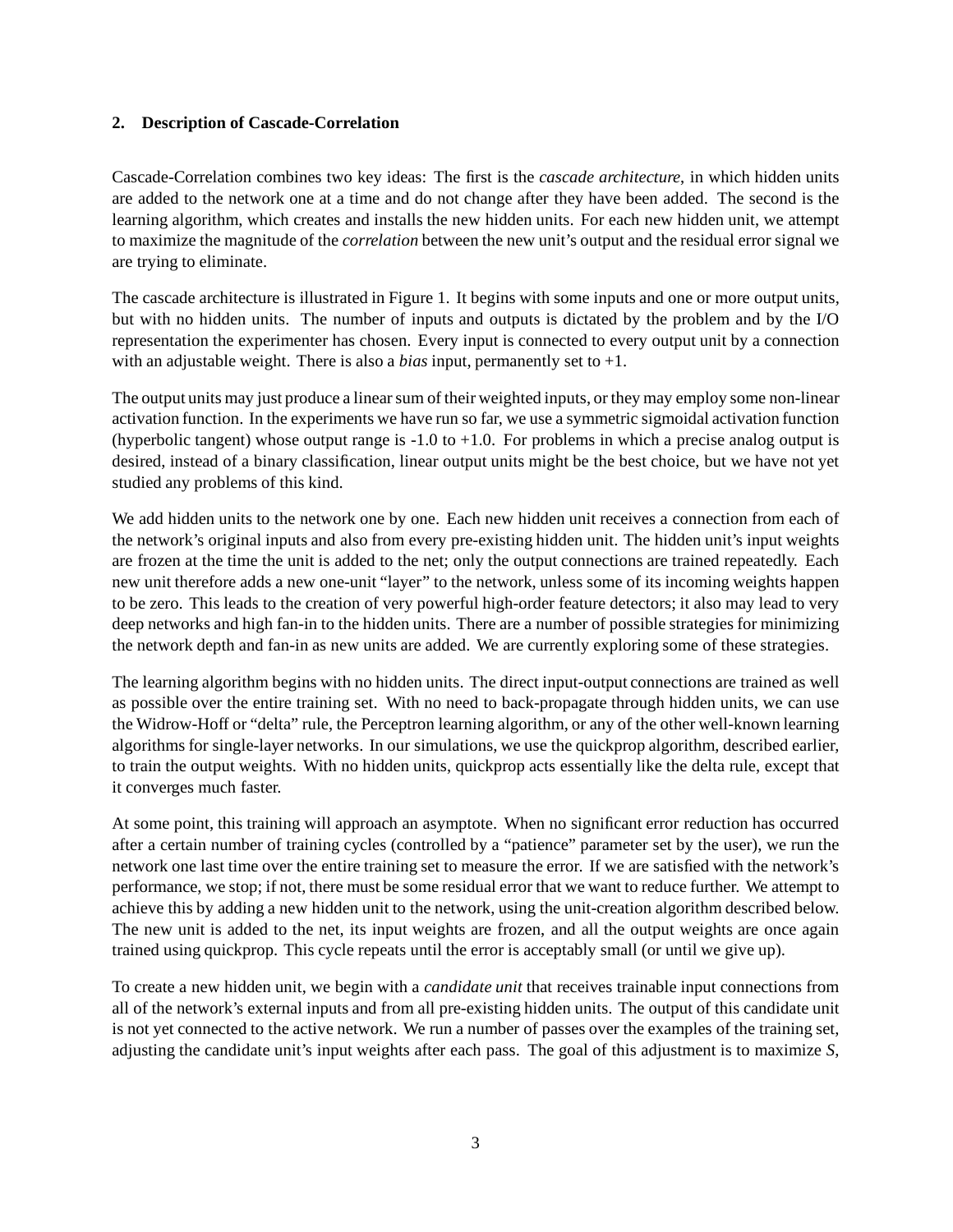### 2. Description of Cascade-Correlation

Cascade-Correlation combines two key ideas: The first is the *cascade architecture*, in which hidden units are added to the network one at a time and do not change after they have been added. The second is the learning algorithm, which creates and installs the new hidden units. For each new hidden unit, we attempt to maximize the magnitude of the *correlation* between the new unit's output and the residual error signal we are trying to eliminate.

The cascade architecture is illustrated in Figure 1. It begins with some inputs and one or more output units, but with no hidden units. The number of inputs and outputs is dictated by the problem and by the I/O representation the experimenter has chosen. Every input is connected to every output unit by a connection with an adjustable weight. There is also a *bias* input, permanently set to +1.

The output units may just produce a linear sum of their weighted inputs, or they may employ some non-linear activation function. In the experiments we have run so far, we use a symmetric sigmoidal activation function (hyperbolic tangent) whose output range is -1.0 to +1.0. For problems in which a precise analog output is desired, instead of a binary classification, linear output units might be the best choice, but we have not yet studied any problems of this kind.

We add hidden units to the network one by one. Each new hidden unit receives a connection from each of the network's original inputs and also from every pre-existing hidden unit. The hidden unit's input weights are frozen at the time the unit is added to the net; only the output connections are trained repeatedly. Each new unit therefore adds a new one-unit "layer" to the network, unless some of its incoming weights happen to be zero. This leads to the creation of very powerful high-order feature detectors; it also may lead to very deep networks and high fan-in to the hidden units. There are a number of possible strategies for minimizing the network depth and fan-in as new units are added. We are currently exploring some of these strategies.

The learning algorithm begins with no hidden units. The direct input-output connections are trained as well as possible over the entire training set. With no need to back-propagate through hidden units, we can use the Widrow-Hoff or "delta" rule, the Perceptron learning algorithm, or any of the other well-known learning algorithms for single-layer networks. In our simulations, we use the quickprop algorithm, described earlier, to train the output weights. With no hidden units, quickprop acts essentially like the delta rule, except that it converges much faster.

At some point, this training will approach an asymptote. When no significant error reduction has occurred after a certain number of training cycles (controlled by a "patience" parameter set by the user), we run the network one last time over the entire training set to measure the error. If we are satisfied with the network's performance, we stop; if not, there must be some residual error that we want to reduce further. We attempt to achieve this by adding a new hidden unit to the network, using the unit-creation algorithm described below. The new unit is added to the net, its input weights are frozen, and all the output weights are once again trained using quickprop. This cycle repeats until the error is acceptably small (or until we give up).

To create a new hidden unit, we begin with a *candidate unit* that receives trainable input connections from all of the network's external inputs and from all pre-existing hidden units. The output of this candidate unit is not yet connected to the active network. We run a number of passes over the examples of the training set, adjusting the candidate unit's input weights after each pass. The goal of this adjustment is to maximize $S$,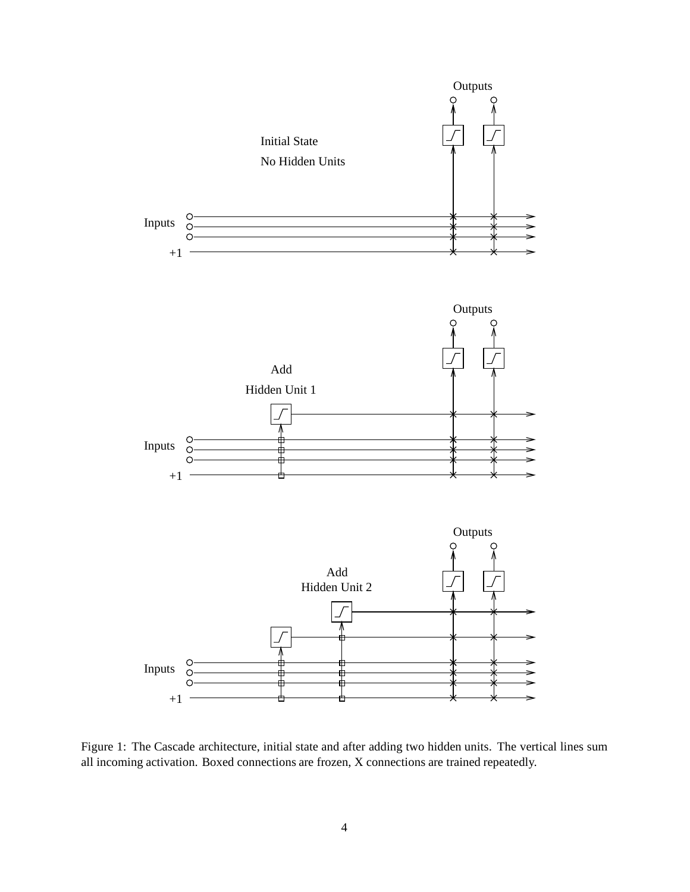Figure 1: The Cascade architecture, initial state and after adding two hidden units. The vertical lines sum all incoming activation. Boxed connections are frozen, X connections are trained repeatedly.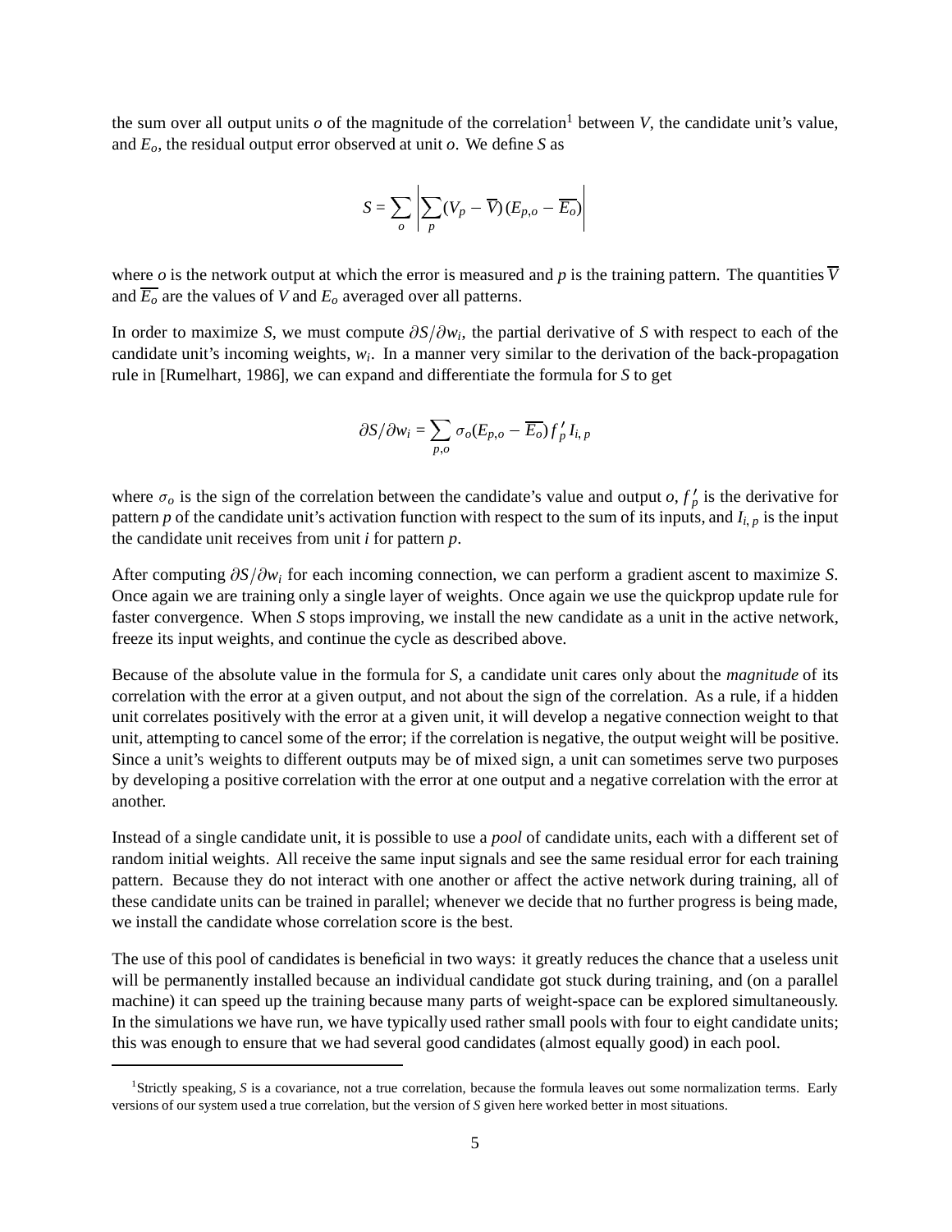the sum over all output units $o$ of the magnitude of the correlation[1] between $V$, the candidate unit's value, and $E_o$, the residual output error observed at unit $o$. We define $S$ as

$$S = \sum_o \left| \sum_p (V_p - \overline{V})(E_{p,o} - \overline{E_o}) \right|$$

where $o$ is the network output at which the error is measured and $p$ is the training pattern. The quantities $\overline{V}$ and $\overline{E_o}$ are the values of $V$ and $E_o$ averaged over all patterns.

In order to maximize $S$, we must compute $\partial S / \partial w_i$, the partial derivative of $S$ with respect to each of the candidate unit's incoming weights, $w_i$. In a manner very similar to the derivation of the back-propagation rule in [Rumelhart, 1986], we can expand and differentiate the formula for $S$ to get

$$\partial S / \partial w_i = \sum_{p,o} \sigma_o (E_{p,o} - \overline{E_o}) f'_p I_{i,p}$$

where $\sigma_o$ is the sign of the correlation between the candidate's value and output $o$, $f'_p$ is the derivative for pattern $p$ of the candidate unit's activation function with respect to the sum of its inputs, and $I_{i,p}$ is the input the candidate unit receives from unit $i$ for pattern $p$.

After computing $\partial S / \partial w_i$ for each incoming connection, we can perform a gradient ascent to maximize $S$. Once again we are training only a single layer of weights. Once again we use the quickprop update rule for faster convergence. When $S$ stops improving, we install the new candidate as a unit in the active network, freeze its input weights, and continue the cycle as described above.

Because of the absolute value in the formula for $S$, a candidate unit cares only about the *magnitude* of its correlation with the error at a given output, and not about the sign of the correlation. As a rule, if a hidden unit correlates positively with the error at a given unit, it will develop a negative connection weight to that unit, attempting to cancel some of the error; if the correlation is negative, the output weight will be positive. Since a unit's weights to different outputs may be of mixed sign, a unit can sometimes serve two purposes by developing a positive correlation with the error at one output and a negative correlation with the error at another.

Instead of a single candidate unit, it is possible to use a *pool* of candidate units, each with a different set of random initial weights. All receive the same input signals and see the same residual error for each training pattern. Because they do not interact with one another or affect the active network during training, all of these candidate units can be trained in parallel; whenever we decide that no further progress is being made, we install the candidate whose correlation score is the best.

The use of this pool of candidates is beneficial in two ways: it greatly reduces the chance that a useless unit will be permanently installed because an individual candidate got stuck during training, and (on a parallel machine) it can speed up the training because many parts of weight-space can be explored simultaneously. In the simulations we have run, we have typically used rather small pools with four to eight candidate units; this was enough to ensure that we had several good candidates (almost equally good) in each pool.

---

[1] Strictly speaking, $S$ is a covariance, not a true correlation, because the formula leaves out some normalization terms. Early versions of our system used a true correlation, but the version of $S$ given here worked better in most situations.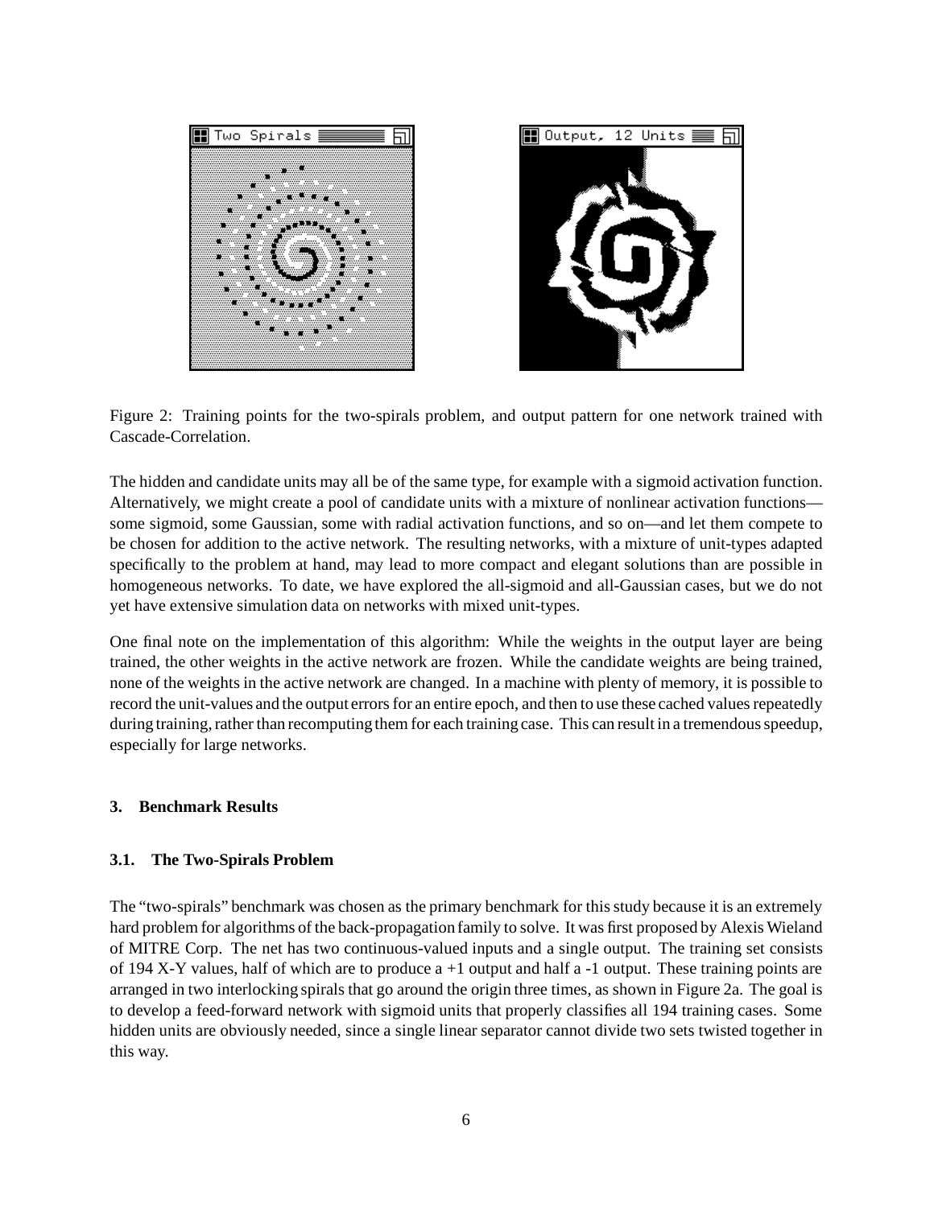Figure 2: Training points for the two-spirals problem, and output pattern for one network trained with Cascade-Correlation.

The hidden and candidate units may all be of the same type, for example with a sigmoid activation function. Alternatively, we might create a pool of candidate units with a mixture of nonlinear activation functions—some sigmoid, some Gaussian, some with radial activation functions, and so on—and let them compete to be chosen for addition to the active network. The resulting networks, with a mixture of unit-types adapted specifically to the problem at hand, may lead to more compact and elegant solutions than are possible in homogeneous networks. To date, we have explored the all-sigmoid and all-Gaussian cases, but we do not yet have extensive simulation data on networks with mixed unit-types.

One final note on the implementation of this algorithm: While the weights in the output layer are being trained, the other weights in the active network are frozen. While the candidate weights are being trained, none of the weights in the active network are changed. In a machine with plenty of memory, it is possible to record the unit-values and the output errors for an entire epoch, and then to use these cached values repeatedly during training, rather than recomputing them for each training case. This can result in a tremendous speedup, especially for large networks.

### 3. Benchmark Results

#### 3.1. The Two-Spirals Problem

The "two-spirals" benchmark was chosen as the primary benchmark for this study because it is an extremely hard problem for algorithms of the back-propagation family to solve. It was first proposed by Alexis Wieland of MITRE Corp. The net has two continuous-valued inputs and a single output. The training set consists of 194 X-Y values, half of which are to produce a +1 output and half a -1 output. These training points are arranged in two interlocking spirals that go around the origin three times, as shown in Figure 2a. The goal is to develop a feed-forward network with sigmoid units that properly classifies all 194 training cases. Some hidden units are obviously needed, since a single linear separator cannot divide two sets twisted together in this way.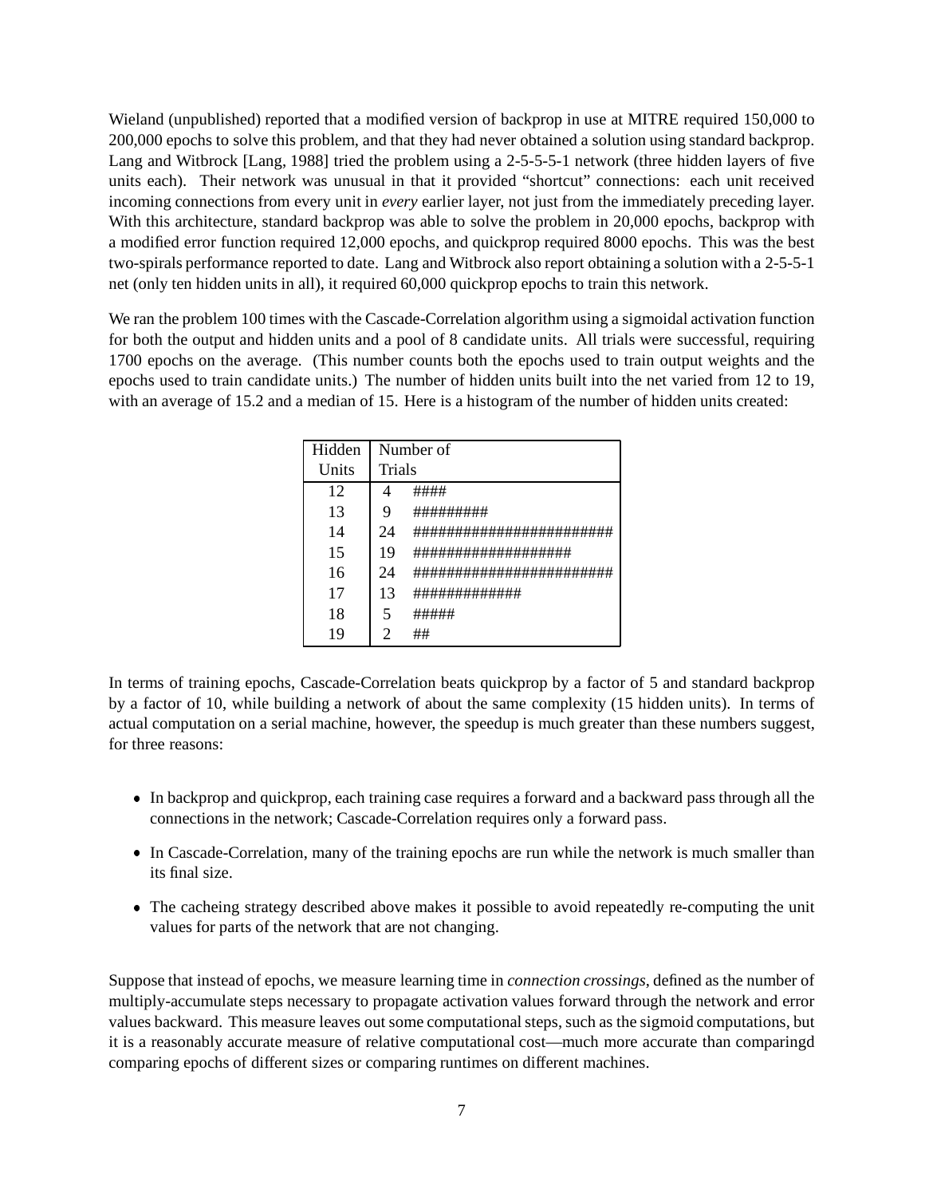Wieland (unpublished) reported that a modified version of backprop in use at MITRE required 150,000 to 200,000 epochs to solve this problem, and that they had never obtained a solution using standard backprop. Lang and Witbrock [Lang, 1988] tried the problem using a 2-5-5-5-1 network (three hidden layers of five units each). Their network was unusual in that it provided "shortcut" connections: each unit received incoming connections from every unit in *every* earlier layer, not just from the immediately preceding layer. With this architecture, standard backprop was able to solve the problem in 20,000 epochs, backprop with a modified error function required 12,000 epochs, and quickprop required 8000 epochs. This was the best two-spirals performance reported to date. Lang and Witbrock also report obtaining a solution with a 2-5-5-1 net (only ten hidden units in all), it required 60,000 quickprop epochs to train this network.

We ran the problem 100 times with the Cascade-Correlation algorithm using a sigmoidal activation function for both the output and hidden units and a pool of 8 candidate units. All trials were successful, requiring 1700 epochs on the average. (This number counts both the epochs used to train output weights and the epochs used to train candidate units.) The number of hidden units built into the net varied from 12 to 19, with an average of 15.2 and a median of 15. Here is a histogram of the number of hidden units created:

| Hidden Units | Number of Trials | |
|---|---|---|
| 12 | 4 | #### |
| 13 | 9 | ######### |
| 14 | 24 | ######################## |
| 15 | 19 | ################### |
| 16 | 24 | ######################## |
| 17 | 13 | ############# |
| 18 | 5 | ##### |
| 19 | 2 | ## |

In terms of training epochs, Cascade-Correlation beats quickprop by a factor of 5 and standard backprop by a factor of 10, while building a network of about the same complexity (15 hidden units). In terms of actual computation on a serial machine, however, the speedup is much greater than these numbers suggest, for three reasons:

- In backprop and quickprop, each training case requires a forward and a backward pass through all the connections in the network; Cascade-Correlation requires only a forward pass.
- In Cascade-Correlation, many of the training epochs are run while the network is much smaller than its final size.
- The cacheing strategy described above makes it possible to avoid repeatedly re-computing the unit values for parts of the network that are not changing.

Suppose that instead of epochs, we measure learning time in *connection crossings*, defined as the number of multiply-accumulate steps necessary to propagate activation values forward through the network and error values backward. This measure leaves out some computational steps, such as the sigmoid computations, but it is a reasonably accurate measure of relative computational cost—much more accurate than comparingd comparing epochs of different sizes or comparing runtimes on different machines.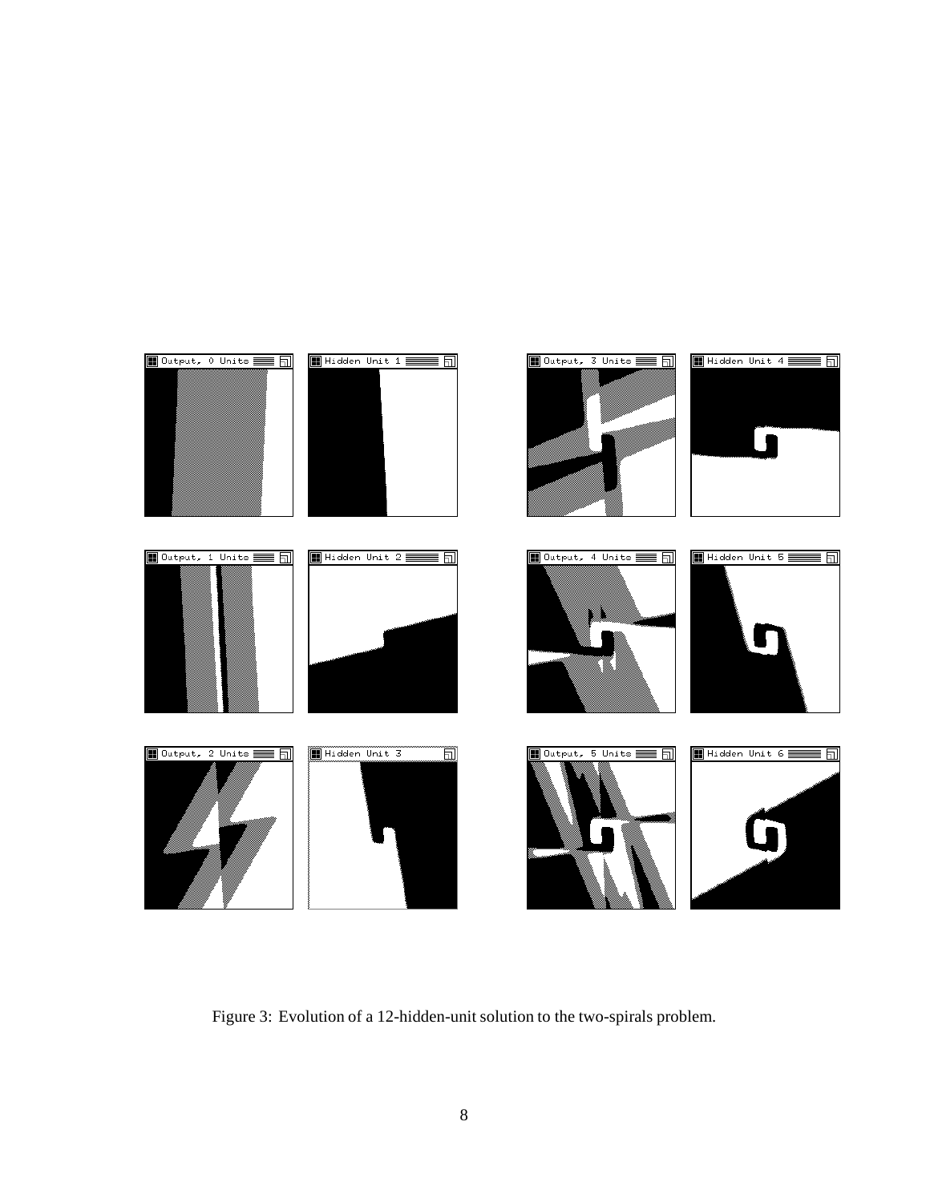Figure 3: Evolution of a 12-hidden-unit solution to the two-spirals problem.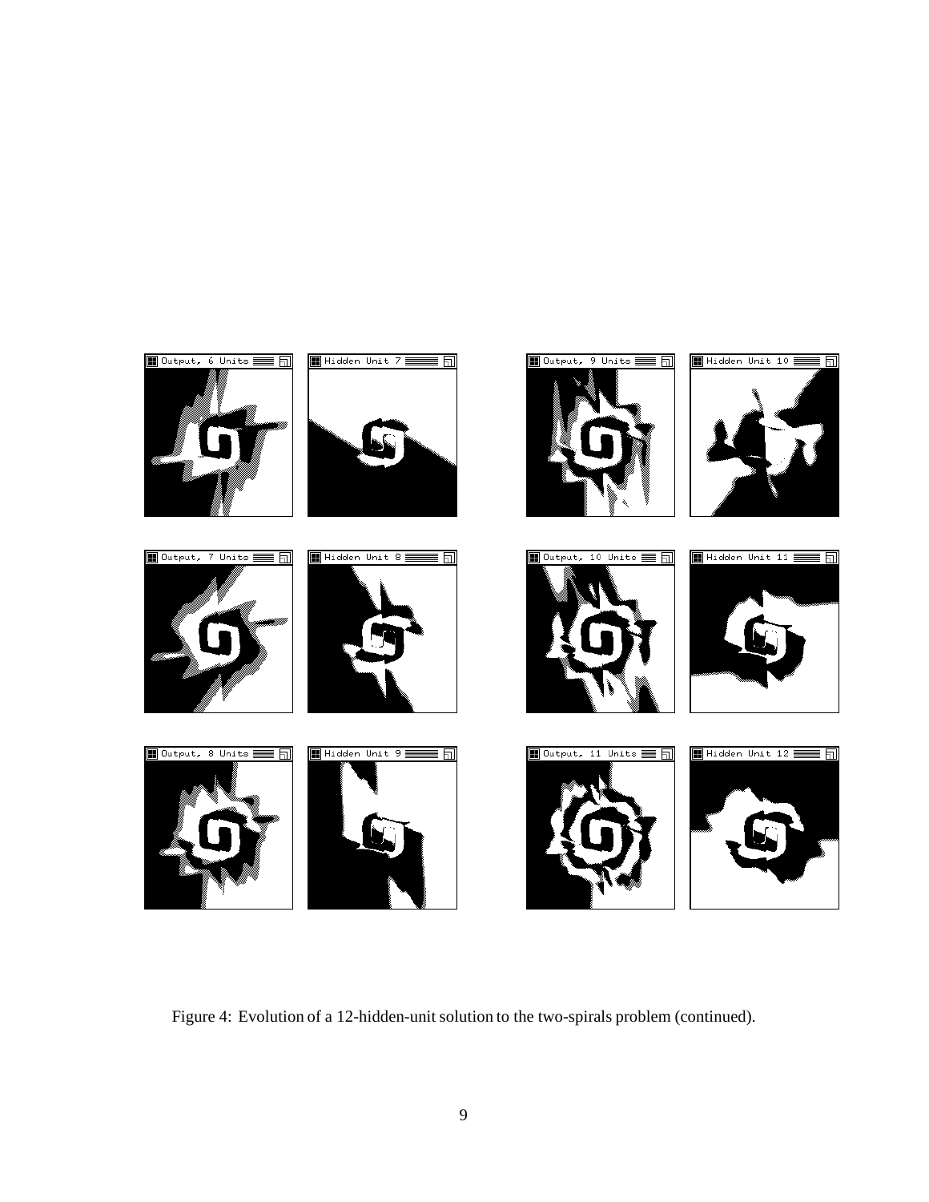Figure 4: Evolution of a 12-hidden-unit solution to the two-spirals problem (continued).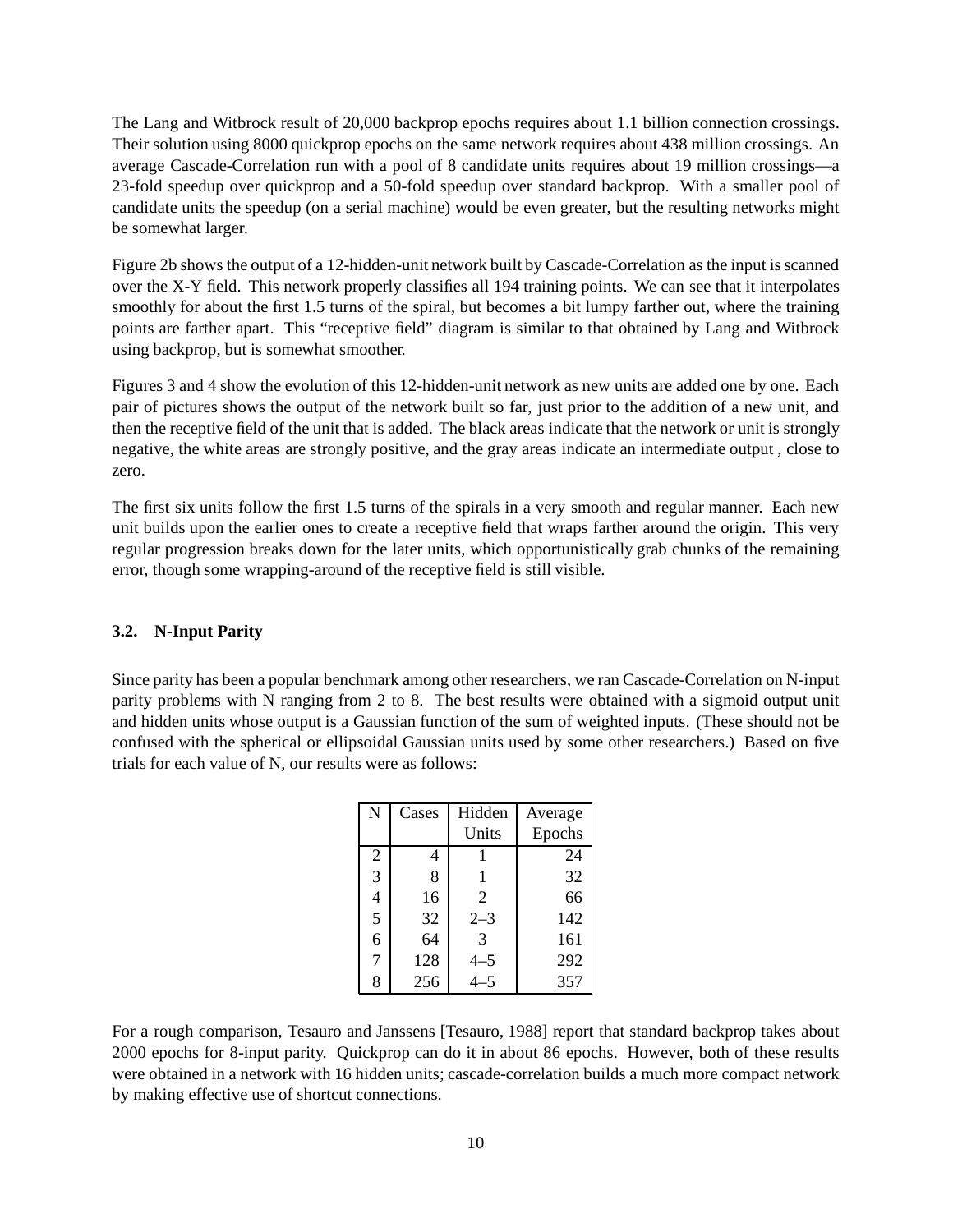The Lang and Witbrock result of 20,000 backprop epochs requires about 1.1 billion connection crossings. Their solution using 8000 quickprop epochs on the same network requires about 438 million crossings. An average Cascade-Correlation run with a pool of 8 candidate units requires about 19 million crossings—a 23-fold speedup over quickprop and a 50-fold speedup over standard backprop. With a smaller pool of candidate units the speedup (on a serial machine) would be even greater, but the resulting networks might be somewhat larger.

Figure 2b shows the output of a 12-hidden-unit network built by Cascade-Correlation as the input is scanned over the X-Y field. This network properly classifies all 194 training points. We can see that it interpolates smoothly for about the first 1.5 turns of the spiral, but becomes a bit lumpy farther out, where the training points are farther apart. This "receptive field" diagram is similar to that obtained by Lang and Witbrock using backprop, but is somewhat smoother.

Figures 3 and 4 show the evolution of this 12-hidden-unit network as new units are added one by one. Each pair of pictures shows the output of the network built so far, just prior to the addition of a new unit, and then the receptive field of the unit that is added. The black areas indicate that the network or unit is strongly negative, the white areas are strongly positive, and the gray areas indicate an intermediate output , close to zero.

The first six units follow the first 1.5 turns of the spirals in a very smooth and regular manner. Each new unit builds upon the earlier ones to create a receptive field that wraps farther around the origin. This very regular progression breaks down for the later units, which opportunistically grab chunks of the remaining error, though some wrapping-around of the receptive field is still visible.

### 3.2. N-Input Parity

Since parity has been a popular benchmark among other researchers, we ran Cascade-Correlation on N-input parity problems with N ranging from 2 to 8. The best results were obtained with a sigmoid output unit and hidden units whose output is a Gaussian function of the sum of weighted inputs. (These should not be confused with the spherical or ellipsoidal Gaussian units used by some other researchers.) Based on five trials for each value of N, our results were as follows:

| N | Cases | Hidden Units | Average Epochs |
|---|---|---|---|
| 2 | 4 | 1 | 24 |
| 3 | 8 | 1 | 32 |
| 4 | 16 | 2 | 66 |
| 5 | 32 | 2–3 | 142 |
| 6 | 64 | 3 | 161 |
| 7 | 128 | 4–5 | 292 |
| 8 | 256 | 4–5 | 357 |

For a rough comparison, Tesauro and Janssens [Tesauro, 1988] report that standard backprop takes about 2000 epochs for 8-input parity. Quickprop can do it in about 86 epochs. However, both of these results were obtained in a network with 16 hidden units; cascade-correlation builds a much more compact network by making effective use of shortcut connections.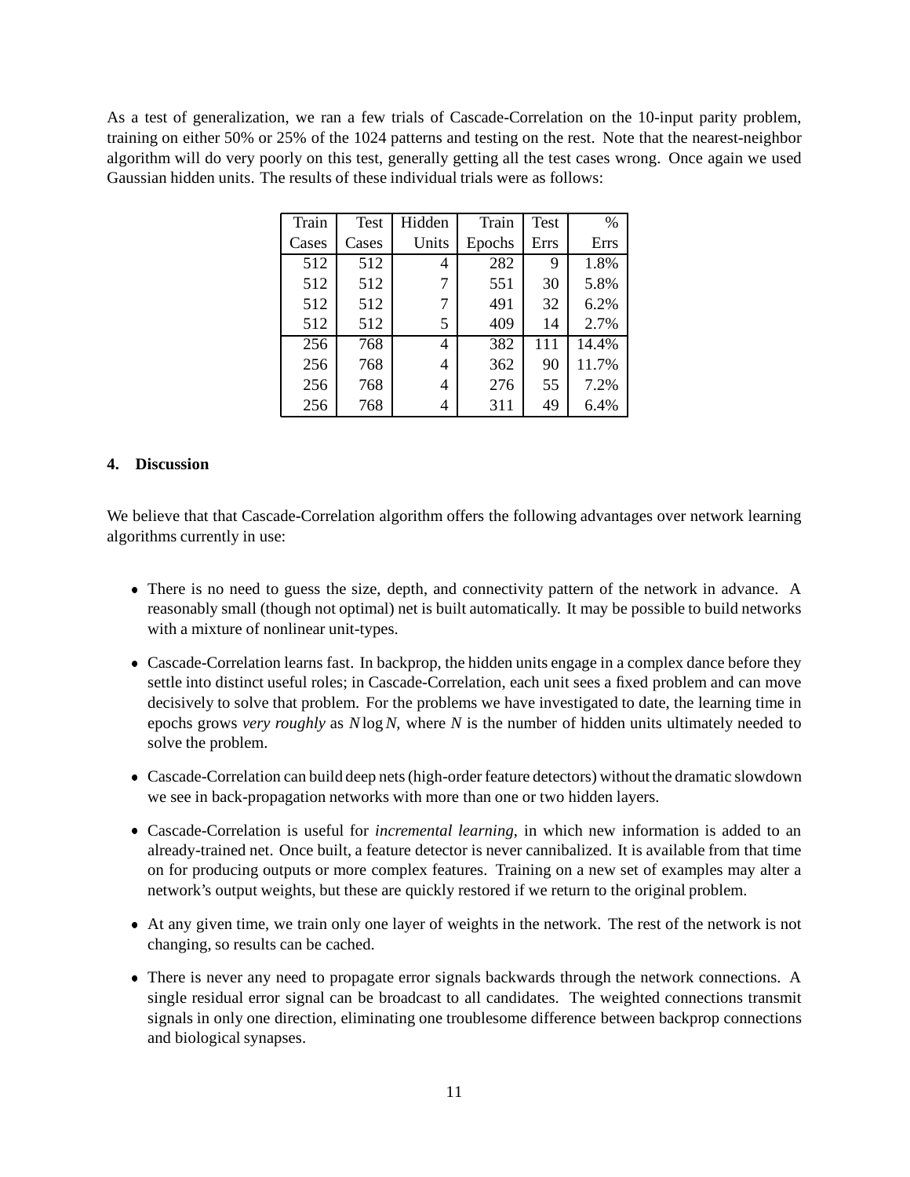As a test of generalization, we ran a few trials of Cascade-Correlation on the 10-input parity problem, training on either 50% or 25% of the 1024 patterns and testing on the rest. Note that the nearest-neighbor algorithm will do very poorly on this test, generally getting all the test cases wrong. Once again we used Gaussian hidden units. The results of these individual trials were as follows:

| Train Cases | Test Cases | Hidden Units | Train Epochs | Test Errs | % Errs |
|---|---|---|---|---|---|
| 512 | 512 | 4 | 282 | 9 | 1.8% |
| 512 | 512 | 7 | 551 | 30 | 5.8% |
| 512 | 512 | 7 | 491 | 32 | 6.2% |
| 512 | 512 | 5 | 409 | 14 | 2.7% |
| 256 | 768 | 4 | 382 | 111 | 14.4% |
| 256 | 768 | 4 | 362 | 90 | 11.7% |
| 256 | 768 | 4 | 276 | 55 | 7.2% |
| 256 | 768 | 4 | 311 | 49 | 6.4% |

## 4. Discussion

We believe that that Cascade-Correlation algorithm offers the following advantages over network learning algorithms currently in use:

- There is no need to guess the size, depth, and connectivity pattern of the network in advance. A reasonably small (though not optimal) net is built automatically. It may be possible to build networks with a mixture of nonlinear unit-types.
- Cascade-Correlation learns fast. In backprop, the hidden units engage in a complex dance before they settle into distinct useful roles; in Cascade-Correlation, each unit sees a fixed problem and can move decisively to solve that problem. For the problems we have investigated to date, the learning time in epochs grows *very roughly* as $N \log N$, where $N$ is the number of hidden units ultimately needed to solve the problem.
- Cascade-Correlation can build deep nets (high-order feature detectors) without the dramatic slowdown we see in back-propagation networks with more than one or two hidden layers.
- Cascade-Correlation is useful for *incremental learning*, in which new information is added to an already-trained net. Once built, a feature detector is never cannibalized. It is available from that time on for producing outputs or more complex features. Training on a new set of examples may alter a network's output weights, but these are quickly restored if we return to the original problem.
- At any given time, we train only one layer of weights in the network. The rest of the network is not changing, so results can be cached.
- There is never any need to propagate error signals backwards through the network connections. A single residual error signal can be broadcast to all candidates. The weighted connections transmit signals in only one direction, eliminating one troublesome difference between backprop connections and biological synapses.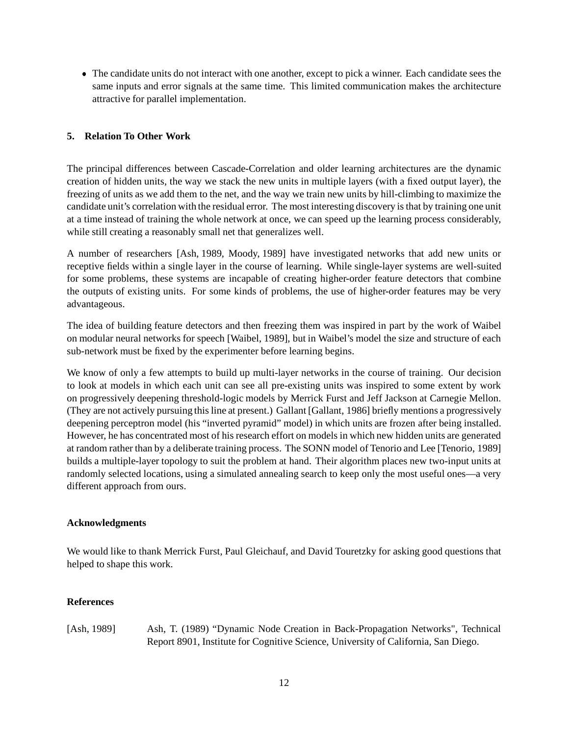- The candidate units do not interact with one another, except to pick a winner. Each candidate sees the same inputs and error signals at the same time. This limited communication makes the architecture attractive for parallel implementation.

## 5. Relation To Other Work

The principal differences between Cascade-Correlation and older learning architectures are the dynamic creation of hidden units, the way we stack the new units in multiple layers (with a fixed output layer), the freezing of units as we add them to the net, and the way we train new units by hill-climbing to maximize the candidate unit's correlation with the residual error. The most interesting discovery is that by training one unit at a time instead of training the whole network at once, we can speed up the learning process considerably, while still creating a reasonably small net that generalizes well.

A number of researchers [Ash, 1989, Moody, 1989] have investigated networks that add new units or receptive fields within a single layer in the course of learning. While single-layer systems are well-suited for some problems, these systems are incapable of creating higher-order feature detectors that combine the outputs of existing units. For some kinds of problems, the use of higher-order features may be very advantageous.

The idea of building feature detectors and then freezing them was inspired in part by the work of Waibel on modular neural networks for speech [Waibel, 1989], but in Waibel's model the size and structure of each sub-network must be fixed by the experimenter before learning begins.

We know of only a few attempts to build up multi-layer networks in the course of training. Our decision to look at models in which each unit can see all pre-existing units was inspired to some extent by work on progressively deepening threshold-logic models by Merrick Furst and Jeff Jackson at Carnegie Mellon. (They are not actively pursuing this line at present.) Gallant [Gallant, 1986] briefly mentions a progressively deepening perceptron model (his "inverted pyramid" model) in which units are frozen after being installed. However, he has concentrated most of his research effort on models in which new hidden units are generated at random rather than by a deliberate training process. The SONN model of Tenorio and Lee [Tenorio, 1989] builds a multiple-layer topology to suit the problem at hand. Their algorithm places new two-input units at randomly selected locations, using a simulated annealing search to keep only the most useful ones—a very different approach from ours.

## Acknowledgments

We would like to thank Merrick Furst, Paul Gleichauf, and David Touretzky for asking good questions that helped to shape this work.

## References

[Ash, 1989] Ash, T. (1989) "Dynamic Node Creation in Back-Propagation Networks", Technical Report 8901, Institute for Cognitive Science, University of California, San Diego.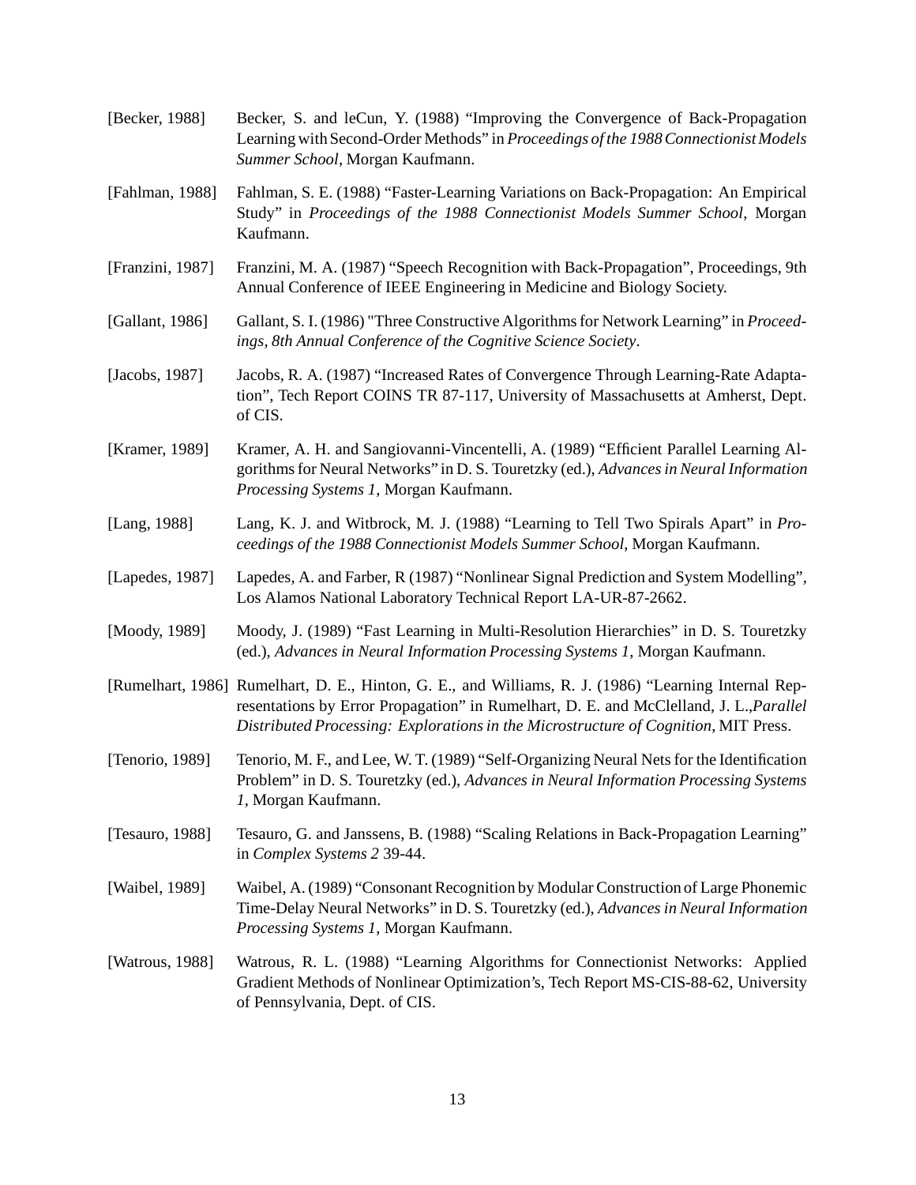[Becker, 1988] Becker, S. and leCun, Y. (1988) “Improving the Convergence of Back-Propagation Learning with Second-Order Methods” in *Proceedings of the 1988 Connectionist Models Summer School*, Morgan Kaufmann.

[Fahlman, 1988] Fahlman, S. E. (1988) “Faster-Learning Variations on Back-Propagation: An Empirical Study” in *Proceedings of the 1988 Connectionist Models Summer School*, Morgan Kaufmann.

[Franzini, 1987] Franzini, M. A. (1987) “Speech Recognition with Back-Propagation”, Proceedings, 9th Annual Conference of IEEE Engineering in Medicine and Biology Society.

[Gallant, 1986] Gallant, S. I. (1986) "Three Constructive Algorithms for Network Learning” in *Proceedings, 8th Annual Conference of the Cognitive Science Society*.

[Jacobs, 1987] Jacobs, R. A. (1987) “Increased Rates of Convergence Through Learning-Rate Adaptation”, Tech Report COINS TR 87-117, University of Massachusetts at Amherst, Dept. of CIS.

[Kramer, 1989] Kramer, A. H. and Sangiovanni-Vincentelli, A. (1989) “Efficient Parallel Learning Algorithms for Neural Networks” in D. S. Touretzky (ed.), *Advances in Neural Information Processing Systems 1*, Morgan Kaufmann.

[Lang, 1988] Lang, K. J. and Witbrock, M. J. (1988) “Learning to Tell Two Spirals Apart” in *Proceedings of the 1988 Connectionist Models Summer School*, Morgan Kaufmann.

[Lapedes, 1987] Lapedes, A. and Farber, R (1987) “Nonlinear Signal Prediction and System Modelling”, Los Alamos National Laboratory Technical Report LA-UR-87-2662.

[Moody, 1989] Moody, J. (1989) “Fast Learning in Multi-Resolution Hierarchies” in D. S. Touretzky (ed.), *Advances in Neural Information Processing Systems 1*, Morgan Kaufmann.

[Rumelhart, 1986] Rumelhart, D. E., Hinton, G. E., and Williams, R. J. (1986) “Learning Internal Representations by Error Propagation” in Rumelhart, D. E. and McClelland, J. L.,*Parallel Distributed Processing: Explorations in the Microstructure of Cognition*, MIT Press.

[Tenorio, 1989] Tenorio, M. F., and Lee, W. T. (1989) “Self-Organizing Neural Nets for the Identification Problem” in D. S. Touretzky (ed.), *Advances in Neural Information Processing Systems 1*, Morgan Kaufmann.

[Tesauro, 1988] Tesauro, G. and Janssens, B. (1988) “Scaling Relations in Back-Propagation Learning” in *Complex Systems 2* 39-44.

[Waibel, 1989] Waibel, A. (1989) “Consonant Recognition by Modular Construction of Large Phonemic Time-Delay Neural Networks” in D. S. Touretzky (ed.), *Advances in Neural Information Processing Systems 1*, Morgan Kaufmann.

[Watrous, 1988] Watrous, R. L. (1988) “Learning Algorithms for Connectionist Networks: Applied Gradient Methods of Nonlinear Optimization’s, Tech Report MS-CIS-88-62, University of Pennsylvania, Dept. of CIS.